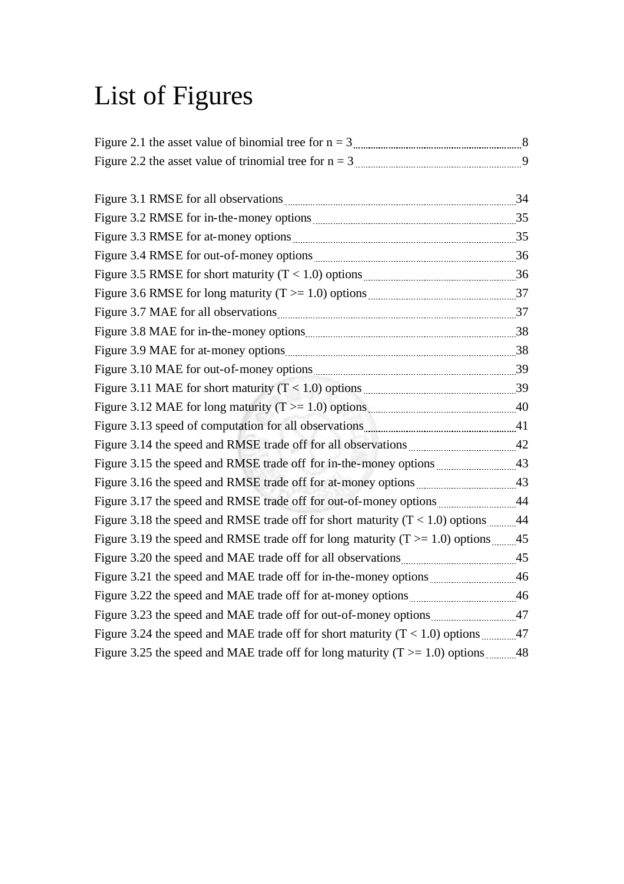# List of Figures

Figure 2.1 the asset value of binomial tree for n = 3 ........ 8
Figure 2.2 the asset value of trinomial tree for n = 3 ........ 9

Figure 3.1 RMSE for all observations ........ 34
Figure 3.2 RMSE for in-the-money options ........ 35
Figure 3.3 RMSE for at-money options ........ 35
Figure 3.4 RMSE for out-of-money options ........ 36
Figure 3.5 RMSE for short maturity (T < 1.0) options ........ 36
Figure 3.6 RMSE for long maturity (T >= 1.0) options ........ 37
Figure 3.7 MAE for all observations ........ 37
Figure 3.8 MAE for in-the-money options ........ 38
Figure 3.9 MAE for at-money options ........ 38
Figure 3.10 MAE for out-of-money options ........ 39
Figure 3.11 MAE for short maturity (T < 1.0) options ........ 39
Figure 3.12 MAE for long maturity (T >= 1.0) options ........ 40
Figure 3.13 speed of computation for all observations ........ 41
Figure 3.14 the speed and RMSE trade off for all observations ........ 42
Figure 3.15 the speed and RMSE trade off for in-the-money options ........ 43
Figure 3.16 the speed and RMSE trade off for at-money options ........ 43
Figure 3.17 the speed and RMSE trade off for out-of-money options ........ 44
Figure 3.18 the speed and RMSE trade off for short maturity (T < 1.0) options ........ 44
Figure 3.19 the speed and RMSE trade off for long maturity (T >= 1.0) options ........ 45
Figure 3.20 the speed and MAE trade off for all observations ........ 45
Figure 3.21 the speed and MAE trade off for in-the-money options ........ 46
Figure 3.22 the speed and MAE trade off for at-money options ........ 46
Figure 3.23 the speed and MAE trade off for out-of-money options ........ 47
Figure 3.24 the speed and MAE trade off for short maturity (T < 1.0) options ........ 47
Figure 3.25 the speed and MAE trade off for long maturity (T >= 1.0) options ........ 48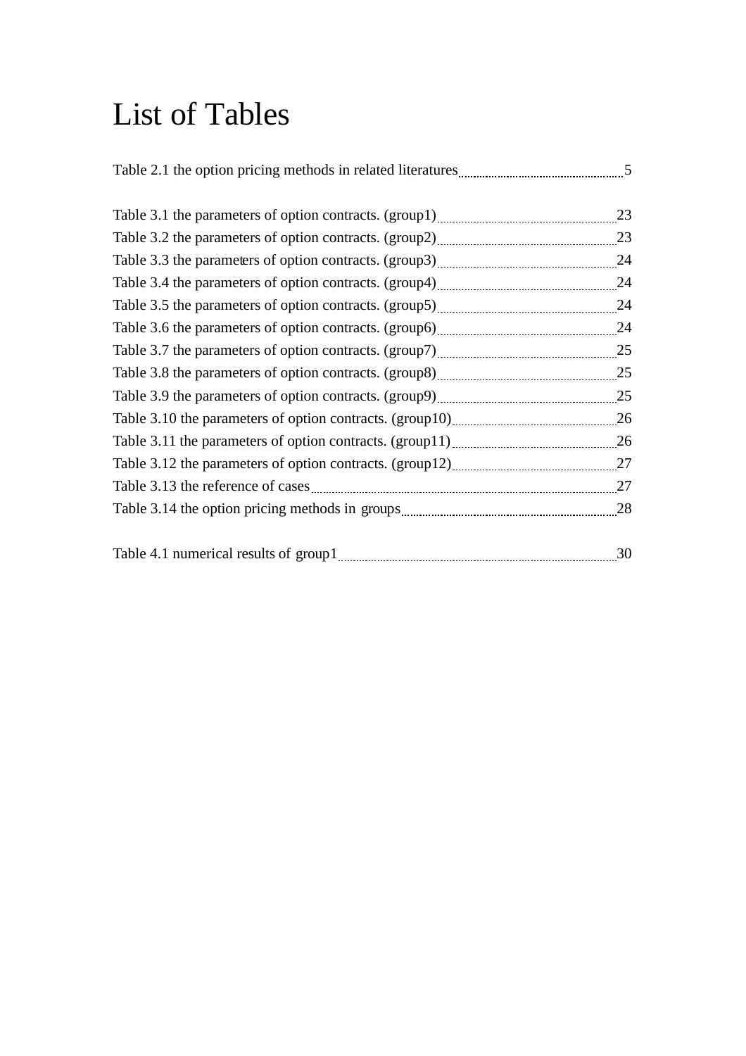# List of Tables

Table 2.1 the option pricing methods in related literatures ........ 5

Table 3.1 the parameters of option contracts. (group1) ........ 23
Table 3.2 the parameters of option contracts. (group2) ........ 23
Table 3.3 the parameters of option contracts. (group3) ........ 24
Table 3.4 the parameters of option contracts. (group4) ........ 24
Table 3.5 the parameters of option contracts. (group5) ........ 24
Table 3.6 the parameters of option contracts. (group6) ........ 24
Table 3.7 the parameters of option contracts. (group7) ........ 25
Table 3.8 the parameters of option contracts. (group8) ........ 25
Table 3.9 the parameters of option contracts. (group9) ........ 25
Table 3.10 the parameters of option contracts. (group10) ........ 26
Table 3.11 the parameters of option contracts. (group11) ........ 26
Table 3.12 the parameters of option contracts. (group12) ........ 27
Table 3.13 the reference of cases ........ 27
Table 3.14 the option pricing methods in groups ........ 28

Table 4.1 numerical results of group1 ........ 30